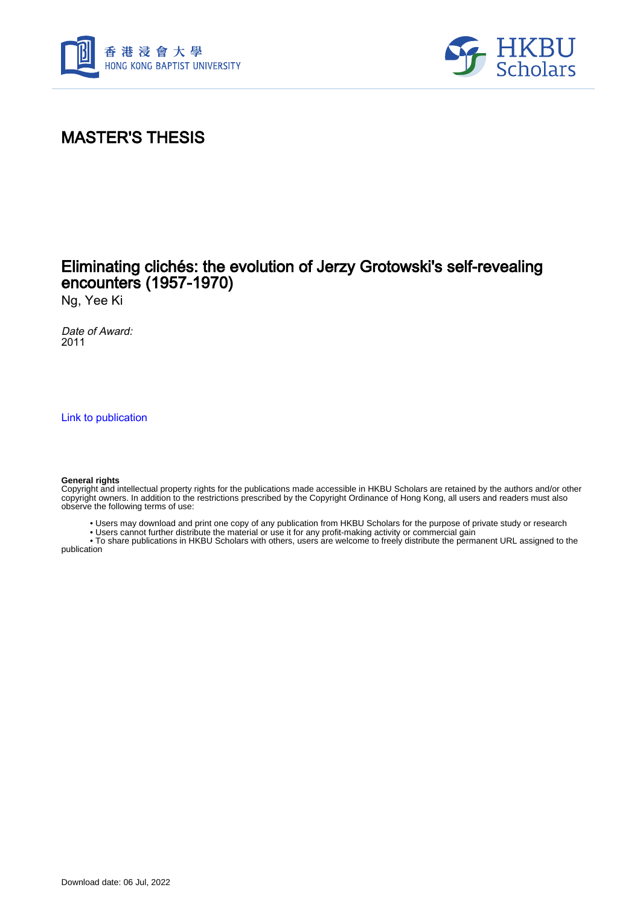# MASTER'S THESIS

## Eliminating clichés: the evolution of Jerzy Grotowski's self-revealing encounters (1957-1970)

Ng, Yee Ki

*Date of Award:*
2011

[Link to publication](#)

**General rights**
Copyright and intellectual property rights for the publications made accessible in HKBU Scholars are retained by the authors and/or other copyright owners. In addition to the restrictions prescribed by the Copyright Ordinance of Hong Kong, all users and readers must also observe the following terms of use:

- Users may download and print one copy of any publication from HKBU Scholars for the purpose of private study or research
- Users cannot further distribute the material or use it for any profit-making activity or commercial gain
- To share publications in HKBU Scholars with others, users are welcome to freely distribute the permanent URL assigned to the publication

Download date: 06 Jul, 2022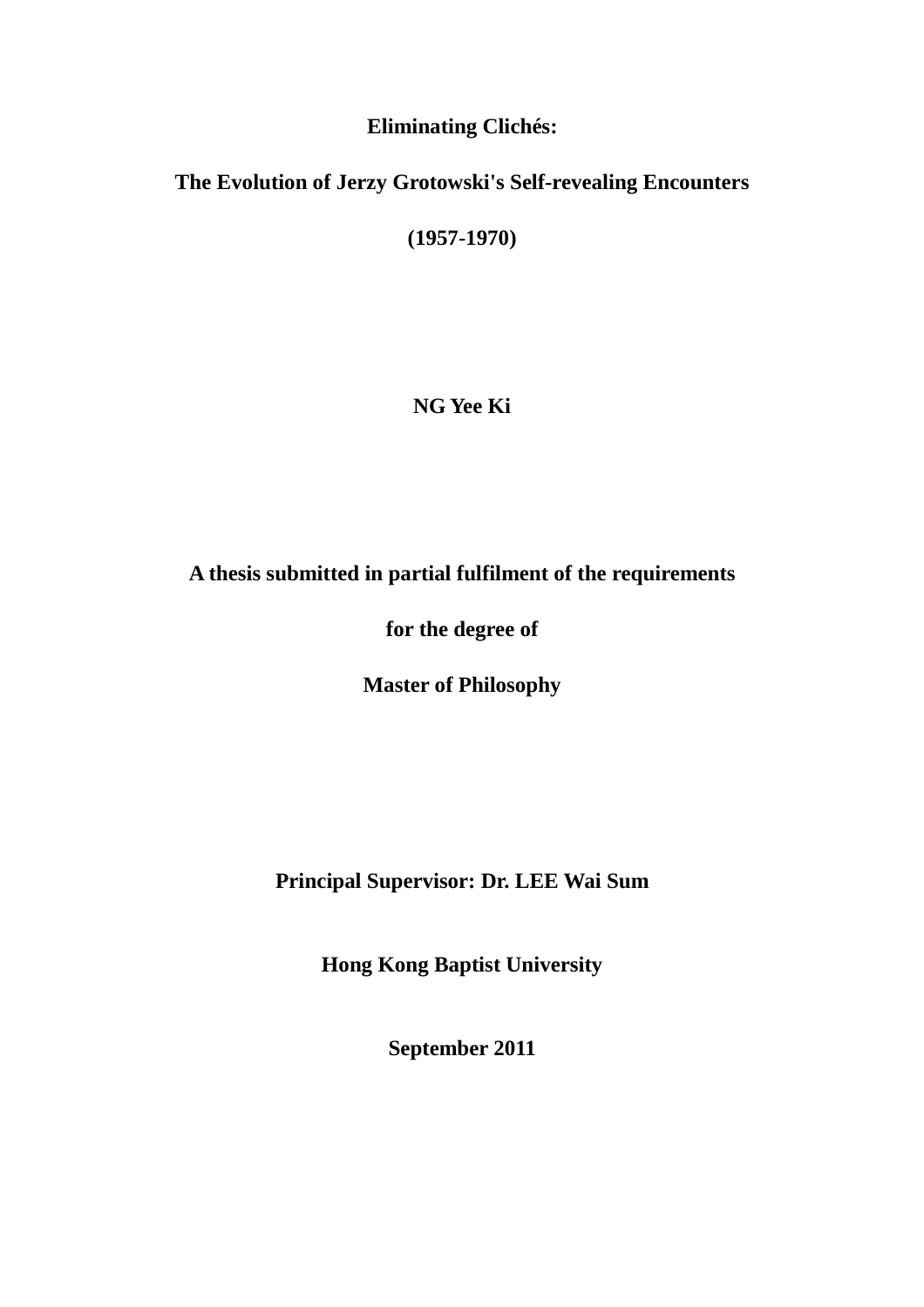**Eliminating Clichés:**

**The Evolution of Jerzy Grotowski's Self-revealing Encounters**

**(1957-1970)**

**NG Yee Ki**

**A thesis submitted in partial fulfilment of the requirements**

**for the degree of**

**Master of Philosophy**

**Principal Supervisor: Dr. LEE Wai Sum**

**Hong Kong Baptist University**

**September 2011**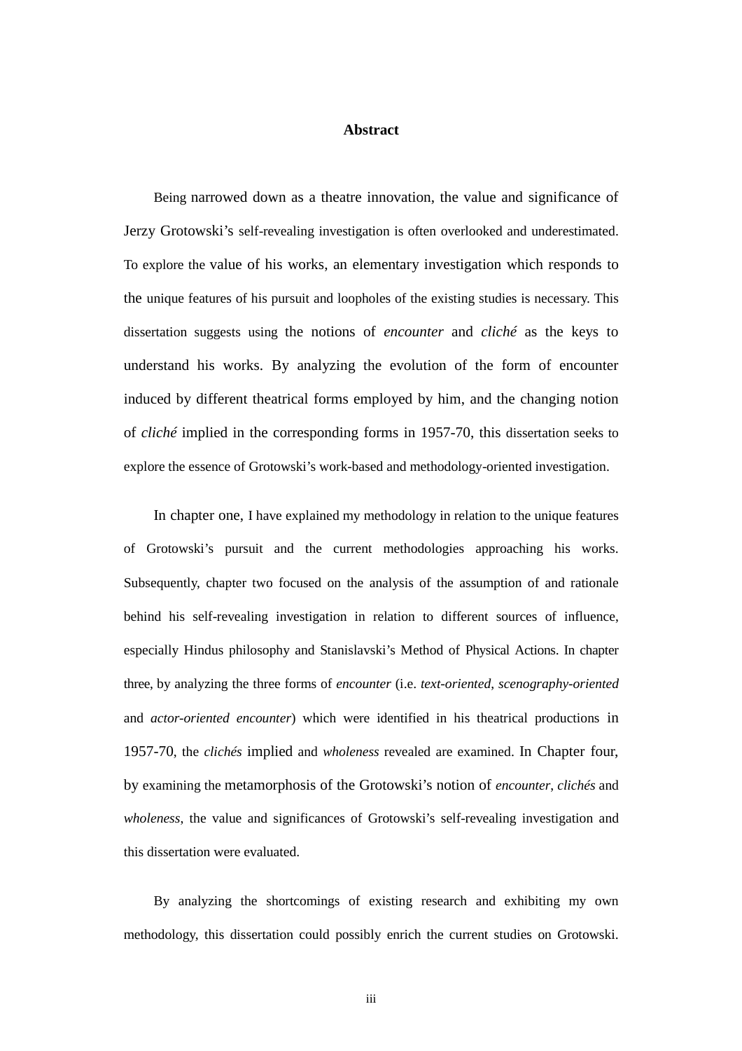# Abstract

Being narrowed down as a theatre innovation, the value and significance of Jerzy Grotowski's self-revealing investigation is often overlooked and underestimated. To explore the value of his works, an elementary investigation which responds to the unique features of his pursuit and loopholes of the existing studies is necessary. This dissertation suggests using the notions of *encounter* and *cliché* as the keys to understand his works. By analyzing the evolution of the form of encounter induced by different theatrical forms employed by him, and the changing notion of *cliché* implied in the corresponding forms in 1957-70, this dissertation seeks to explore the essence of Grotowski's work-based and methodology-oriented investigation.

In chapter one, I have explained my methodology in relation to the unique features of Grotowski's pursuit and the current methodologies approaching his works. Subsequently, chapter two focused on the analysis of the assumption of and rationale behind his self-revealing investigation in relation to different sources of influence, especially Hindus philosophy and Stanislavski's Method of Physical Actions. In chapter three, by analyzing the three forms of *encounter* (i.e. *text-oriented*, *scenography-oriented* and *actor-oriented encounter*) which were identified in his theatrical productions in 1957-70, the *clichés* implied and *wholeness* revealed are examined. In Chapter four, by examining the metamorphosis of the Grotowski's notion of *encounter*, *clichés* and *wholeness*, the value and significances of Grotowski's self-revealing investigation and this dissertation were evaluated.

By analyzing the shortcomings of existing research and exhibiting my own methodology, this dissertation could possibly enrich the current studies on Grotowski.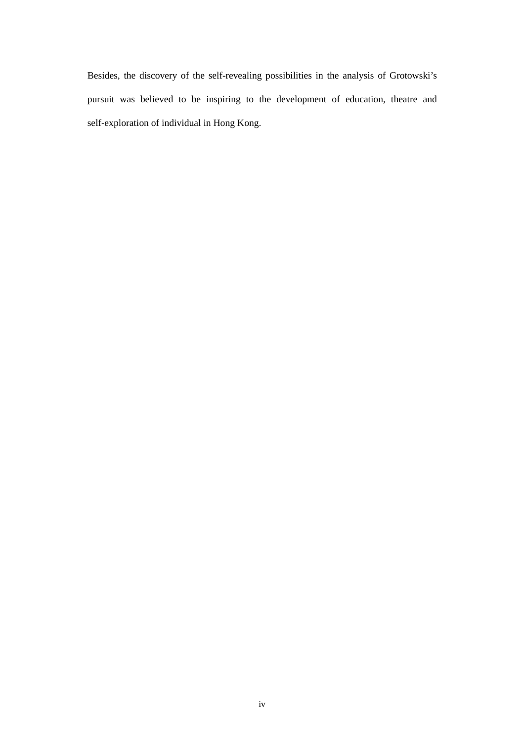Besides, the discovery of the self-revealing possibilities in the analysis of Grotowski's pursuit was believed to be inspiring to the development of education, theatre and self-exploration of individual in Hong Kong.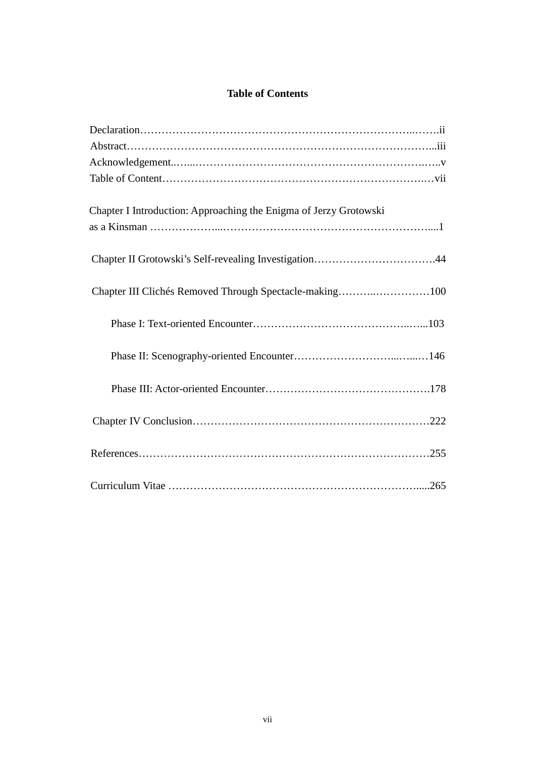# Table of Contents

Declaration…………………………………………………………………..…….ii
Abstract……………………………………………………………………….....iii
Acknowledgement..…...………………………………………………………..….v
Table of Content……………………….……………………………………..…vii

Chapter I Introduction: Approaching the Enigma of Jerzy Grotowski as a Kinsman ………………...…………………………………………………....1

Chapter II Grotowski’s Self-revealing Investigation…………………………….44

Chapter III Clichés Removed Through Spectacle-making………..……………100

Phase I: Text-oriented Encounter……………………………………..…...103

Phase II: Scenography-oriented Encounter………………………...…...…146

Phase III: Actor-oriented Encounter……………………………………….178

Chapter IV Conclusion……………………………………………………….222

References……………………………………………………………………….255

Curriculum Vitae …………………………………………………………….....265